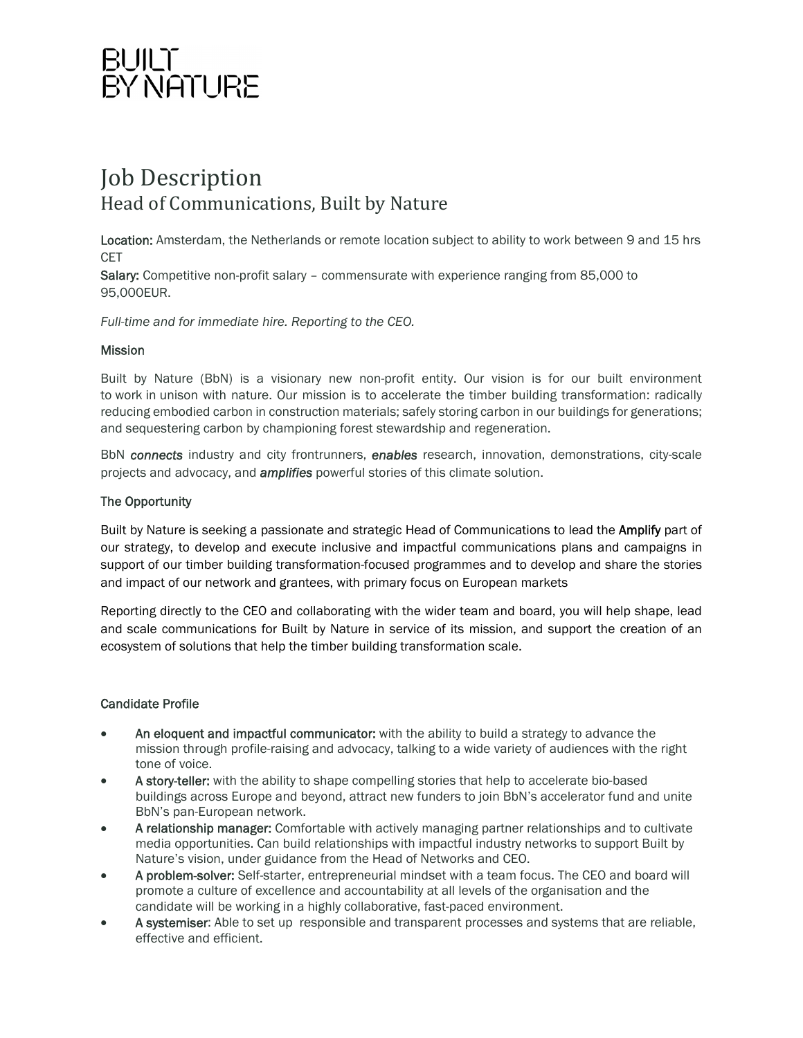BUILT
BY NATURE

# Job Description

## Head of Communications, Built by Nature

**Location:** Amsterdam, the Netherlands or remote location subject to ability to work between 9 and 15 hrs CET
**Salary:** Competitive non-profit salary – commensurate with experience ranging from 85,000 to 95,000EUR.

*Full-time and for immediate hire. Reporting to the CEO.*

### Mission

Built by Nature (BbN) is a visionary new non-profit entity. Our vision is for our built environment to work in unison with nature. Our mission is to accelerate the timber building transformation: radically reducing embodied carbon in construction materials; safely storing carbon in our buildings for generations; and sequestering carbon by championing forest stewardship and regeneration.

BbN ***connects*** industry and city frontrunners, ***enables*** research, innovation, demonstrations, city-scale projects and advocacy, and ***amplifies*** powerful stories of this climate solution.

### The Opportunity

Built by Nature is seeking a passionate and strategic Head of Communications to lead the **Amplify** part of our strategy, to develop and execute inclusive and impactful communications plans and campaigns in support of our timber building transformation-focused programmes and to develop and share the stories and impact of our network and grantees, with primary focus on European markets

Reporting directly to the CEO and collaborating with the wider team and board, you will help shape, lead and scale communications for Built by Nature in service of its mission, and support the creation of an ecosystem of solutions that help the timber building transformation scale.

### Candidate Profile

- **An eloquent and impactful communicator:** with the ability to build a strategy to advance the mission through profile-raising and advocacy, talking to a wide variety of audiences with the right tone of voice.
- **A story-teller:** with the ability to shape compelling stories that help to accelerate bio-based buildings across Europe and beyond, attract new funders to join BbN's accelerator fund and unite BbN's pan-European network.
- **A relationship manager:** Comfortable with actively managing partner relationships and to cultivate media opportunities. Can build relationships with impactful industry networks to support Built by Nature's vision, under guidance from the Head of Networks and CEO.
- **A problem-solver:** Self-starter, entrepreneurial mindset with a team focus. The CEO and board will promote a culture of excellence and accountability at all levels of the organisation and the candidate will be working in a highly collaborative, fast-paced environment.
- **A systemiser**: Able to set up responsible and transparent processes and systems that are reliable, effective and efficient.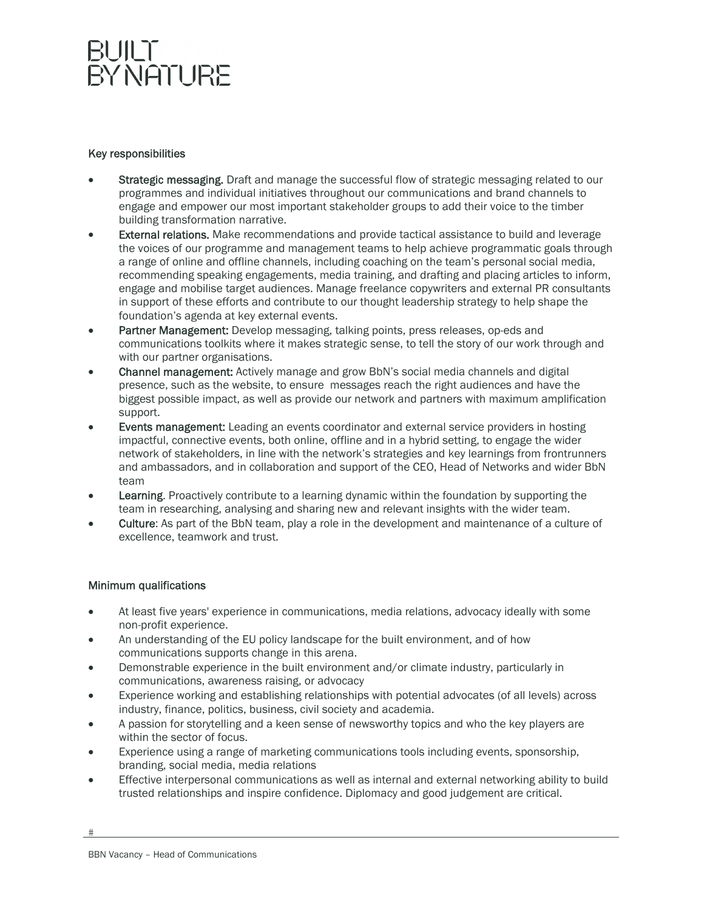## Key responsibilities

- **Strategic messaging.** Draft and manage the successful flow of strategic messaging related to our programmes and individual initiatives throughout our communications and brand channels to engage and empower our most important stakeholder groups to add their voice to the timber building transformation narrative.
- **External relations.** Make recommendations and provide tactical assistance to build and leverage the voices of our programme and management teams to help achieve programmatic goals through a range of online and offline channels, including coaching on the team's personal social media, recommending speaking engagements, media training, and drafting and placing articles to inform, engage and mobilise target audiences. Manage freelance copywriters and external PR consultants in support of these efforts and contribute to our thought leadership strategy to help shape the foundation's agenda at key external events.
- **Partner Management:** Develop messaging, talking points, press releases, op-eds and communications toolkits where it makes strategic sense, to tell the story of our work through and with our partner organisations.
- **Channel management:** Actively manage and grow BbN's social media channels and digital presence, such as the website, to ensure messages reach the right audiences and have the biggest possible impact, as well as provide our network and partners with maximum amplification support.
- **Events management:** Leading an events coordinator and external service providers in hosting impactful, connective events, both online, offline and in a hybrid setting, to engage the wider network of stakeholders, in line with the network's strategies and key learnings from frontrunners and ambassadors, and in collaboration and support of the CEO, Head of Networks and wider BbN team
- **Learning.** Proactively contribute to a learning dynamic within the foundation by supporting the team in researching, analysing and sharing new and relevant insights with the wider team.
- **Culture**: As part of the BbN team, play a role in the development and maintenance of a culture of excellence, teamwork and trust.

## Minimum qualifications

- At least five years' experience in communications, media relations, advocacy ideally with some non-profit experience.
- An understanding of the EU policy landscape for the built environment, and of how communications supports change in this arena.
- Demonstrable experience in the built environment and/or climate industry, particularly in communications, awareness raising, or advocacy
- Experience working and establishing relationships with potential advocates (of all levels) across industry, finance, politics, business, civil society and academia.
- A passion for storytelling and a keen sense of newsworthy topics and who the key players are within the sector of focus.
- Experience using a range of marketing communications tools including events, sponsorship, branding, social media, media relations
- Effective interpersonal communications as well as internal and external networking ability to build trusted relationships and inspire confidence. Diplomacy and good judgement are critical.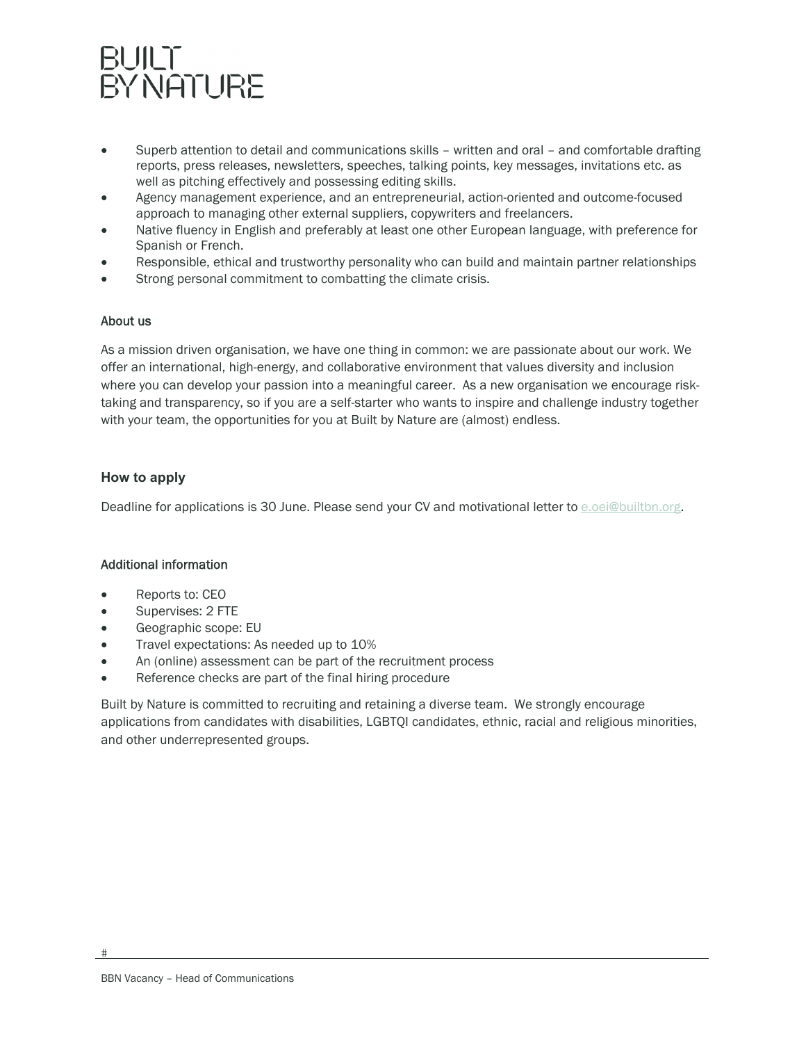- Superb attention to detail and communications skills – written and oral – and comfortable drafting reports, press releases, newsletters, speeches, talking points, key messages, invitations etc. as well as pitching effectively and possessing editing skills.
- Agency management experience, and an entrepreneurial, action-oriented and outcome-focused approach to managing other external suppliers, copywriters and freelancers.
- Native fluency in English and preferably at least one other European language, with preference for Spanish or French.
- Responsible, ethical and trustworthy personality who can build and maintain partner relationships
- Strong personal commitment to combatting the climate crisis.

### About us

As a mission driven organisation, we have one thing in common: we are passionate about our work. We offer an international, high-energy, and collaborative environment that values diversity and inclusion where you can develop your passion into a meaningful career. As a new organisation we encourage risk-taking and transparency, so if you are a self-starter who wants to inspire and challenge industry together with your team, the opportunities for you at Built by Nature are (almost) endless.

## How to apply

Deadline for applications is 30 June. Please send your CV and motivational letter to e.oei@builtbn.org.

### Additional information

- Reports to: CEO
- Supervises: 2 FTE
- Geographic scope: EU
- Travel expectations: As needed up to 10%
- An (online) assessment can be part of the recruitment process
- Reference checks are part of the final hiring procedure

Built by Nature is committed to recruiting and retaining a diverse team. We strongly encourage applications from candidates with disabilities, LGBTQI candidates, ethnic, racial and religious minorities, and other underrepresented groups.